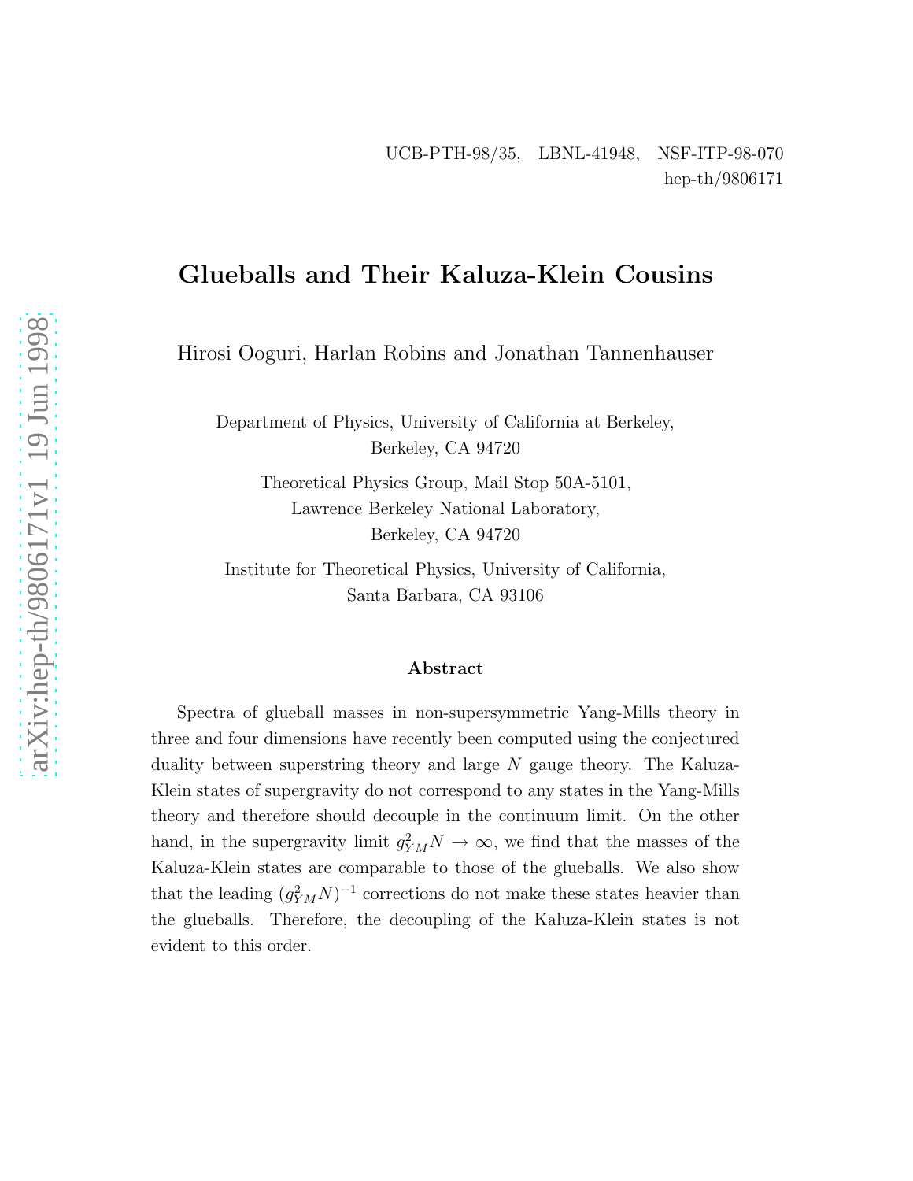UCB-PTH-98/35, LBNL-41948, NSF-ITP-98-070
hep-th/9806171

# Glueballs and Their Kaluza-Klein Cousins

Hirosi Ooguri, Harlan Robins and Jonathan Tannenhauser

Department of Physics, University of California at Berkeley,
Berkeley, CA 94720

Theoretical Physics Group, Mail Stop 50A-5101,
Lawrence Berkeley National Laboratory,
Berkeley, CA 94720

Institute for Theoretical Physics, University of California,
Santa Barbara, CA 93106

### Abstract

Spectra of glueball masses in non-supersymmetric Yang-Mills theory in three and four dimensions have recently been computed using the conjectured duality between superstring theory and large $N$ gauge theory. The Kaluza-Klein states of supergravity do not correspond to any states in the Yang-Mills theory and therefore should decouple in the continuum limit. On the other hand, in the supergravity limit $g_{YM}^2 N \to \infty$, we find that the masses of the Kaluza-Klein states are comparable to those of the glueballs. We also show that the leading $(g_{YM}^2 N)^{-1}$ corrections do not make these states heavier than the glueballs. Therefore, the decoupling of the Kaluza-Klein states is not evident to this order.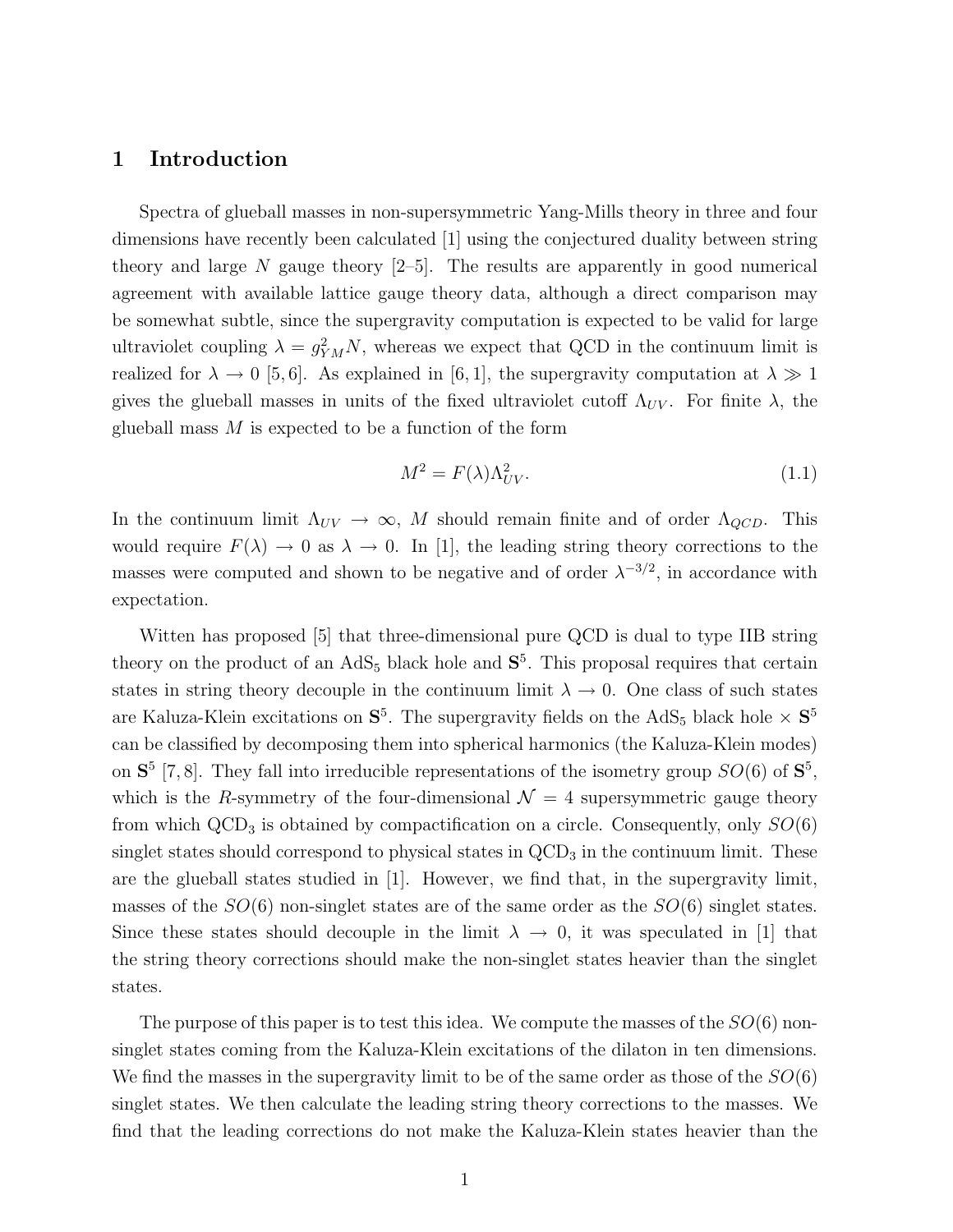# 1 Introduction

Spectra of glueball masses in non-supersymmetric Yang-Mills theory in three and four dimensions have recently been calculated [1] using the conjectured duality between string theory and large $N$ gauge theory [2–5]. The results are apparently in good numerical agreement with available lattice gauge theory data, although a direct comparison may be somewhat subtle, since the supergravity computation is expected to be valid for large ultraviolet coupling $\lambda = g_{YM}^2 N$, whereas we expect that QCD in the continuum limit is realized for $\lambda \to 0$ [5, 6]. As explained in [6, 1], the supergravity computation at $\lambda \gg 1$ gives the glueball masses in units of the fixed ultraviolet cutoff $\Lambda_{UV}$. For finite $\lambda$, the glueball mass $M$ is expected to be a function of the form

$$M^2 = F(\lambda)\Lambda_{UV}^2. \tag{1.1}$$

In the continuum limit $\Lambda_{UV} \to \infty$, $M$ should remain finite and of order $\Lambda_{QCD}$. This would require $F(\lambda) \to 0$ as $\lambda \to 0$. In [1], the leading string theory corrections to the masses were computed and shown to be negative and of order $\lambda^{-3/2}$, in accordance with expectation.

Witten has proposed [5] that three-dimensional pure QCD is dual to type IIB string theory on the product of an $\mathrm{AdS}_5$ black hole and $\mathbf{S}^5$. This proposal requires that certain states in string theory decouple in the continuum limit $\lambda \to 0$. One class of such states are Kaluza-Klein excitations on $\mathbf{S}^5$. The supergravity fields on the $\mathrm{AdS}_5$ black hole $\times$ $\mathbf{S}^5$ can be classified by decomposing them into spherical harmonics (the Kaluza-Klein modes) on $\mathbf{S}^5$ [7, 8]. They fall into irreducible representations of the isometry group $SO(6)$ of $\mathbf{S}^5$, which is the $R$-symmetry of the four-dimensional $\mathcal{N} = 4$ supersymmetric gauge theory from which $\mathrm{QCD}_3$ is obtained by compactification on a circle. Consequently, only $SO(6)$ singlet states should correspond to physical states in $\mathrm{QCD}_3$ in the continuum limit. These are the glueball states studied in [1]. However, we find that, in the supergravity limit, masses of the $SO(6)$ non-singlet states are of the same order as the $SO(6)$ singlet states. Since these states should decouple in the limit $\lambda \to 0$, it was speculated in [1] that the string theory corrections should make the non-singlet states heavier than the singlet states.

The purpose of this paper is to test this idea. We compute the masses of the $SO(6)$ non-singlet states coming from the Kaluza-Klein excitations of the dilaton in ten dimensions. We find the masses in the supergravity limit to be of the same order as those of the $SO(6)$ singlet states. We then calculate the leading string theory corrections to the masses. We find that the leading corrections do not make the Kaluza-Klein states heavier than the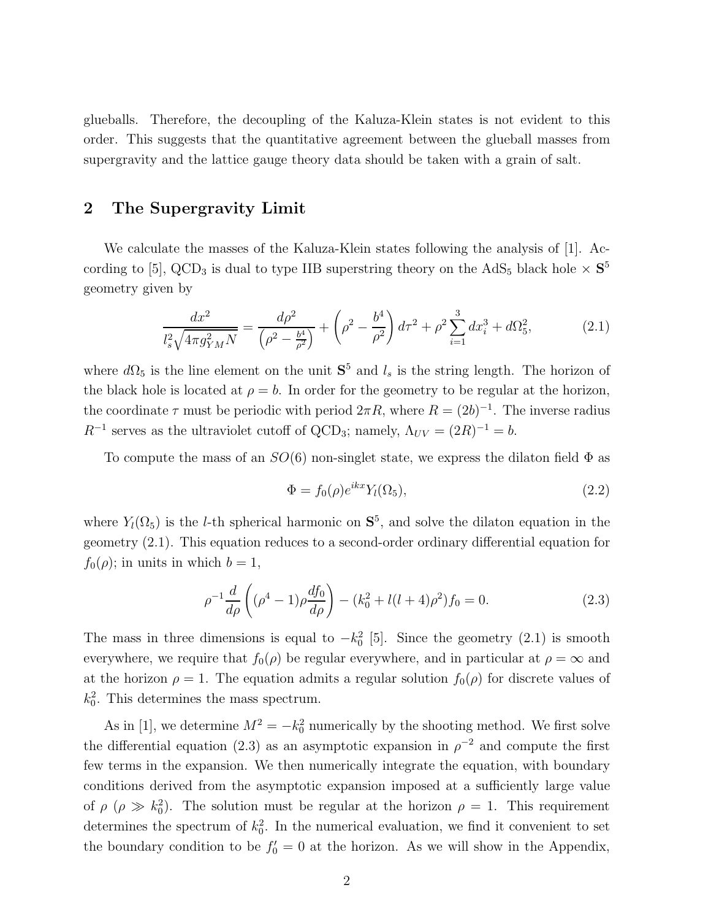glueballs. Therefore, the decoupling of the Kaluza-Klein states is not evident to this order. This suggests that the quantitative agreement between the glueball masses from supergravity and the lattice gauge theory data should be taken with a grain of salt.

## 2 The Supergravity Limit

We calculate the masses of the Kaluza-Klein states following the analysis of [1]. According to [5], $\mathrm{QCD}_3$ is dual to type IIB superstring theory on the $\mathrm{AdS}_5$ black hole $\times$ $\mathbf{S}^5$ geometry given by

$$\frac{dx^2}{l_s^2\sqrt{4\pi g_{YM}^2 N}} = \frac{d\rho^2}{\left(\rho^2 - \frac{b^4}{\rho^2}\right)} + \left(\rho^2 - \frac{b^4}{\rho^2}\right)d\tau^2 + \rho^2\sum_{i=1}^{3}dx_i^3 + d\Omega_5^2, \tag{2.1}$$

where $d\Omega_5$ is the line element on the unit $\mathbf{S}^5$ and $l_s$ is the string length. The horizon of the black hole is located at $\rho = b$. In order for the geometry to be regular at the horizon, the coordinate $\tau$ must be periodic with period $2\pi R$, where $R = (2b)^{-1}$. The inverse radius $R^{-1}$ serves as the ultraviolet cutoff of $\mathrm{QCD}_3$; namely, $\Lambda_{UV} = (2R)^{-1} = b$.

To compute the mass of an $SO(6)$ non-singlet state, we express the dilaton field $\Phi$ as

$$\Phi = f_0(\rho)e^{ikx}Y_l(\Omega_5), \tag{2.2}$$

where $Y_l(\Omega_5)$ is the $l$-th spherical harmonic on $\mathbf{S}^5$, and solve the dilaton equation in the geometry (2.1). This equation reduces to a second-order ordinary differential equation for $f_0(\rho)$; in units in which $b = 1$,

$$\rho^{-1}\frac{d}{d\rho}\left((\rho^4-1)\rho\frac{df_0}{d\rho}\right) - (k_0^2 + l(l+4)\rho^2)f_0 = 0. \tag{2.3}$$

The mass in three dimensions is equal to $-k_0^2$ [5]. Since the geometry (2.1) is smooth everywhere, we require that $f_0(\rho)$ be regular everywhere, and in particular at $\rho = \infty$ and at the horizon $\rho = 1$. The equation admits a regular solution $f_0(\rho)$ for discrete values of $k_0^2$. This determines the mass spectrum.

As in [1], we determine $M^2 = -k_0^2$ numerically by the shooting method. We first solve the differential equation (2.3) as an asymptotic expansion in $\rho^{-2}$ and compute the first few terms in the expansion. We then numerically integrate the equation, with boundary conditions derived from the asymptotic expansion imposed at a sufficiently large value of $\rho$ ($\rho \gg k_0^2$). The solution must be regular at the horizon $\rho = 1$. This requirement determines the spectrum of $k_0^2$. In the numerical evaluation, we find it convenient to set the boundary condition to be $f_0' = 0$ at the horizon. As we will show in the Appendix,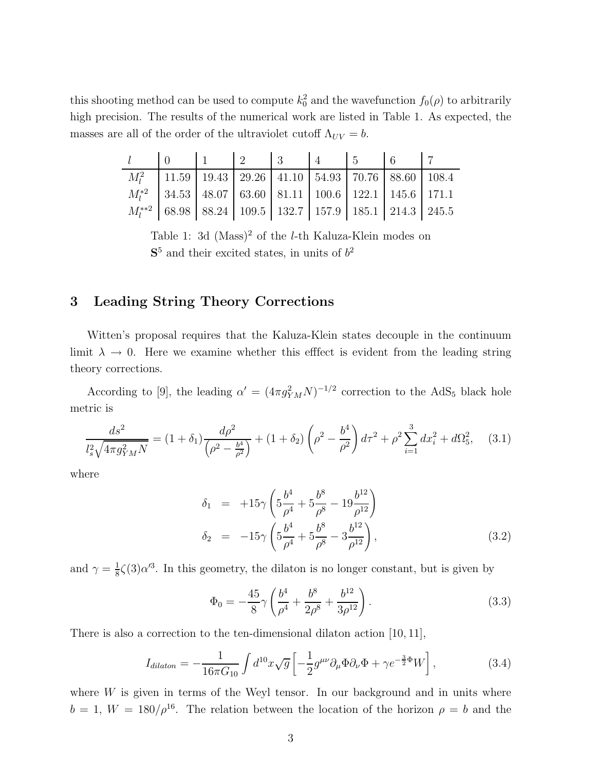this shooting method can be used to compute $k_0^2$ and the wavefunction $f_0(\rho)$ to arbitrarily high precision. The results of the numerical work are listed in Table 1. As expected, the masses are all of the order of the ultraviolet cutoff $\Lambda_{UV} = b$.

| $l$ | 0 | 1 | 2 | 3 | 4 | 5 | 6 | 7 |
|---|---|---|---|---|---|---|---|---|
| $M_l^2$ | 11.59 | 19.43 | 29.26 | 41.10 | 54.93 | 70.76 | 88.60 | 108.4 |
| $M_l^{*2}$ | 34.53 | 48.07 | 63.60 | 81.11 | 100.6 | 122.1 | 145.6 | 171.1 |
| $M_l^{**2}$ | 68.98 | 88.24 | 109.5 | 132.7 | 157.9 | 185.1 | 214.3 | 245.5 |

Table 1: 3d (Mass)$^2$ of the $l$-th Kaluza-Klein modes on $\mathbf{S}^5$ and their excited states, in units of $b^2$

## 3 Leading String Theory Corrections

Witten's proposal requires that the Kaluza-Klein states decouple in the continuum limit $\lambda \to 0$. Here we examine whether this efffect is evident from the leading string theory corrections.

According to [9], the leading $\alpha' = (4\pi g_{YM}^2 N)^{-1/2}$ correction to the AdS$_5$ black hole metric is

$$\frac{ds^2}{l_s^2\sqrt{4\pi g_{YM}^2 N}} = (1+\delta_1)\frac{d\rho^2}{\left(\rho^2 - \frac{b^4}{\rho^2}\right)} + (1+\delta_2)\left(\rho^2 - \frac{b^4}{\rho^2}\right)d\tau^2 + \rho^2\sum_{i=1}^{3} dx_i^2 + d\Omega_5^2, \quad (3.1)$$

where

$$\begin{aligned}
\delta_1 &= +15\gamma\left(5\frac{b^4}{\rho^4} + 5\frac{b^8}{\rho^8} - 19\frac{b^{12}}{\rho^{12}}\right) \\
\delta_2 &= -15\gamma\left(5\frac{b^4}{\rho^4} + 5\frac{b^8}{\rho^8} - 3\frac{b^{12}}{\rho^{12}}\right),
\end{aligned} \quad (3.2)$$

and $\gamma = \frac{1}{8}\zeta(3)\alpha'^3$. In this geometry, the dilaton is no longer constant, but is given by

$$\Phi_0 = -\frac{45}{8}\gamma\left(\frac{b^4}{\rho^4} + \frac{b^8}{2\rho^8} + \frac{b^{12}}{3\rho^{12}}\right). \quad (3.3)$$

There is also a correction to the ten-dimensional dilaton action [10, 11],

$$I_{dilaton} = -\frac{1}{16\pi G_{10}}\int d^{10}x\sqrt{g}\left[-\frac{1}{2}g^{\mu\nu}\partial_\mu\Phi\partial_\nu\Phi + \gamma e^{-\frac{3}{2}\Phi}W\right], \quad (3.4)$$

where $W$ is given in terms of the Weyl tensor. In our background and in units where $b = 1$, $W = 180/\rho^{16}$. The relation between the location of the horizon $\rho = b$ and the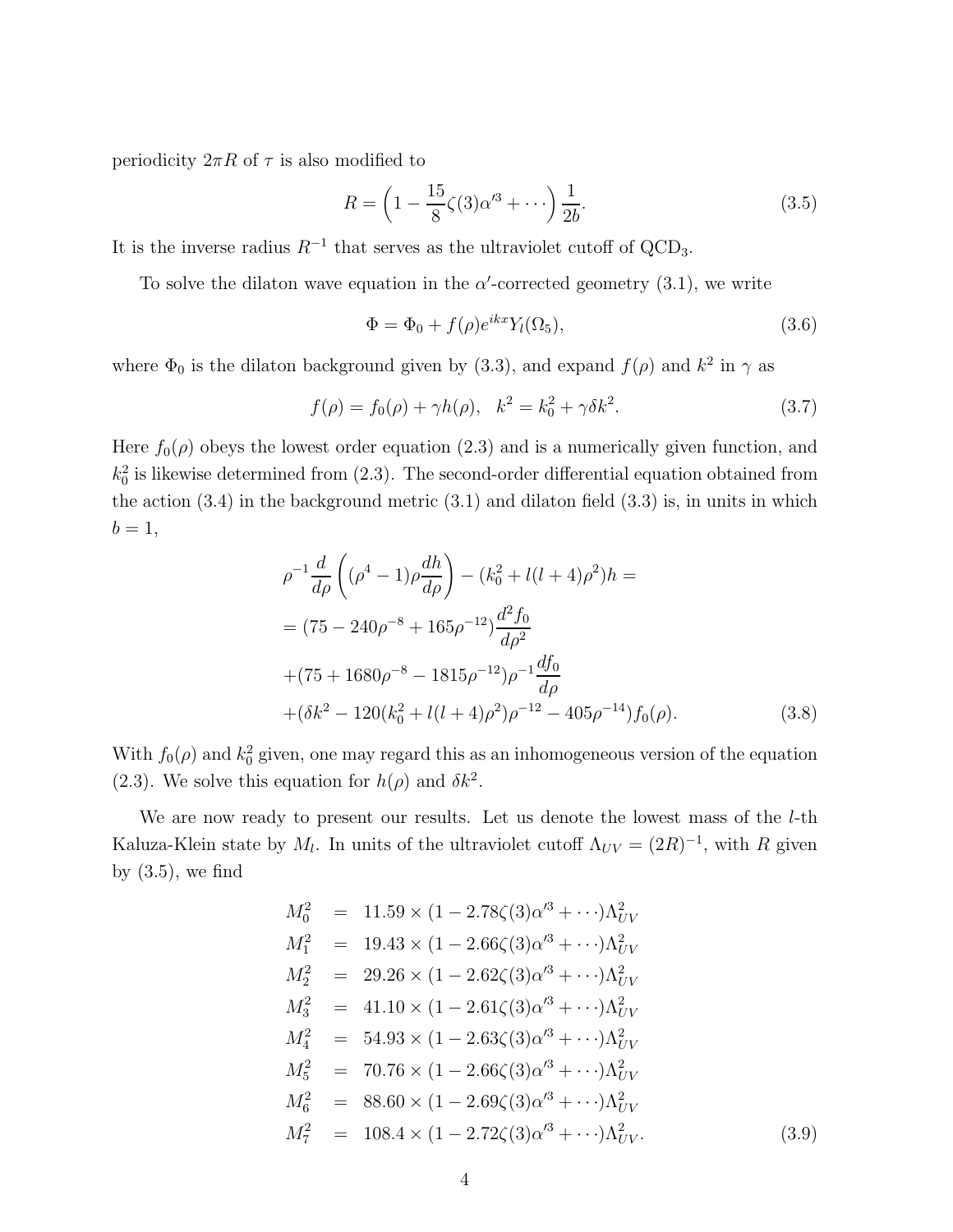periodicity $2\pi R$ of $\tau$ is also modified to

$$R = \left(1 - \frac{15}{8}\zeta(3)\alpha'^3 + \cdots\right)\frac{1}{2b}. \tag{3.5}$$

It is the inverse radius $R^{-1}$ that serves as the ultraviolet cutoff of $\mathrm{QCD}_3$.

To solve the dilaton wave equation in the $\alpha'$-corrected geometry (3.1), we write

$$\Phi = \Phi_0 + f(\rho)e^{ikx}Y_l(\Omega_5), \tag{3.6}$$

where $\Phi_0$ is the dilaton background given by (3.3), and expand $f(\rho)$ and $k^2$ in $\gamma$ as

$$f(\rho) = f_0(\rho) + \gamma h(\rho), \quad k^2 = k_0^2 + \gamma\delta k^2. \tag{3.7}$$

Here $f_0(\rho)$ obeys the lowest order equation (2.3) and is a numerically given function, and $k_0^2$ is likewise determined from (2.3). The second-order differential equation obtained from the action (3.4) in the background metric (3.1) and dilaton field (3.3) is, in units in which $b = 1$,

$$\begin{aligned}
&\rho^{-1}\frac{d}{d\rho}\left((\rho^4-1)\rho\frac{dh}{d\rho}\right) - (k_0^2 + l(l+4)\rho^2)h = \\
&= (75 - 240\rho^{-8} + 165\rho^{-12})\frac{d^2 f_0}{d\rho^2} \\
&+ (75 + 1680\rho^{-8} - 1815\rho^{-12})\rho^{-1}\frac{df_0}{d\rho} \\
&+ (\delta k^2 - 120(k_0^2 + l(l+4)\rho^2)\rho^{-12} - 405\rho^{-14})f_0(\rho).
\end{aligned} \tag{3.8}$$

With $f_0(\rho)$ and $k_0^2$ given, one may regard this as an inhomogeneous version of the equation (2.3). We solve this equation for $h(\rho)$ and $\delta k^2$.

We are now ready to present our results. Let us denote the lowest mass of the $l$-th Kaluza-Klein state by $M_l$. In units of the ultraviolet cutoff $\Lambda_{UV} = (2R)^{-1}$, with $R$ given by (3.5), we find

$$\begin{aligned}
M_0^2 &= 11.59 \times (1 - 2.78\zeta(3)\alpha'^3 + \cdots)\Lambda_{UV}^2 \\
M_1^2 &= 19.43 \times (1 - 2.66\zeta(3)\alpha'^3 + \cdots)\Lambda_{UV}^2 \\
M_2^2 &= 29.26 \times (1 - 2.62\zeta(3)\alpha'^3 + \cdots)\Lambda_{UV}^2 \\
M_3^2 &= 41.10 \times (1 - 2.61\zeta(3)\alpha'^3 + \cdots)\Lambda_{UV}^2 \\
M_4^2 &= 54.93 \times (1 - 2.63\zeta(3)\alpha'^3 + \cdots)\Lambda_{UV}^2 \\
M_5^2 &= 70.76 \times (1 - 2.66\zeta(3)\alpha'^3 + \cdots)\Lambda_{UV}^2 \\
M_6^2 &= 88.60 \times (1 - 2.69\zeta(3)\alpha'^3 + \cdots)\Lambda_{UV}^2 \\
M_7^2 &= 108.4 \times (1 - 2.72\zeta(3)\alpha'^3 + \cdots)\Lambda_{UV}^2.
\end{aligned} \tag{3.9}$$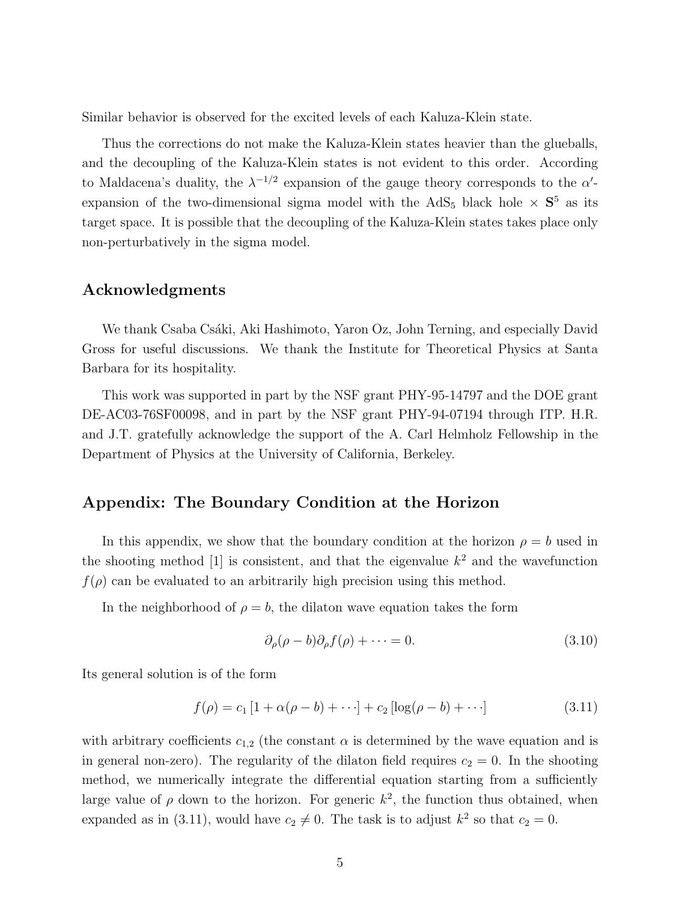Similar behavior is observed for the excited levels of each Kaluza-Klein state.

Thus the corrections do not make the Kaluza-Klein states heavier than the glueballs, and the decoupling of the Kaluza-Klein states is not evident to this order. According to Maldacena's duality, the $\lambda^{-1/2}$ expansion of the gauge theory corresponds to the $\alpha'$-expansion of the two-dimensional sigma model with the $\mathrm{AdS}_5$ black hole $\times$ $\mathbf{S}^5$ as its target space. It is possible that the decoupling of the Kaluza-Klein states takes place only non-perturbatively in the sigma model.

## Acknowledgments

We thank Csaba Csáki, Aki Hashimoto, Yaron Oz, John Terning, and especially David Gross for useful discussions. We thank the Institute for Theoretical Physics at Santa Barbara for its hospitality.

This work was supported in part by the NSF grant PHY-95-14797 and the DOE grant DE-AC03-76SF00098, and in part by the NSF grant PHY-94-07194 through ITP. H.R. and J.T. gratefully acknowledge the support of the A. Carl Helmholz Fellowship in the Department of Physics at the University of California, Berkeley.

## Appendix: The Boundary Condition at the Horizon

In this appendix, we show that the boundary condition at the horizon $\rho = b$ used in the shooting method [1] is consistent, and that the eigenvalue $k^2$ and the wavefunction $f(\rho)$ can be evaluated to an arbitrarily high precision using this method.

In the neighborhood of $\rho = b$, the dilaton wave equation takes the form

$$\partial_\rho (\rho - b) \partial_\rho f(\rho) + \cdots = 0. \tag{3.10}$$

Its general solution is of the form

$$f(\rho) = c_1 \left[ 1 + \alpha(\rho - b) + \cdots \right] + c_2 \left[ \log(\rho - b) + \cdots \right] \tag{3.11}$$

with arbitrary coefficients $c_{1,2}$ (the constant $\alpha$ is determined by the wave equation and is in general non-zero). The regularity of the dilaton field requires $c_2 = 0$. In the shooting method, we numerically integrate the differential equation starting from a sufficiently large value of $\rho$ down to the horizon. For generic $k^2$, the function thus obtained, when expanded as in (3.11), would have $c_2 \neq 0$. The task is to adjust $k^2$ so that $c_2 = 0$.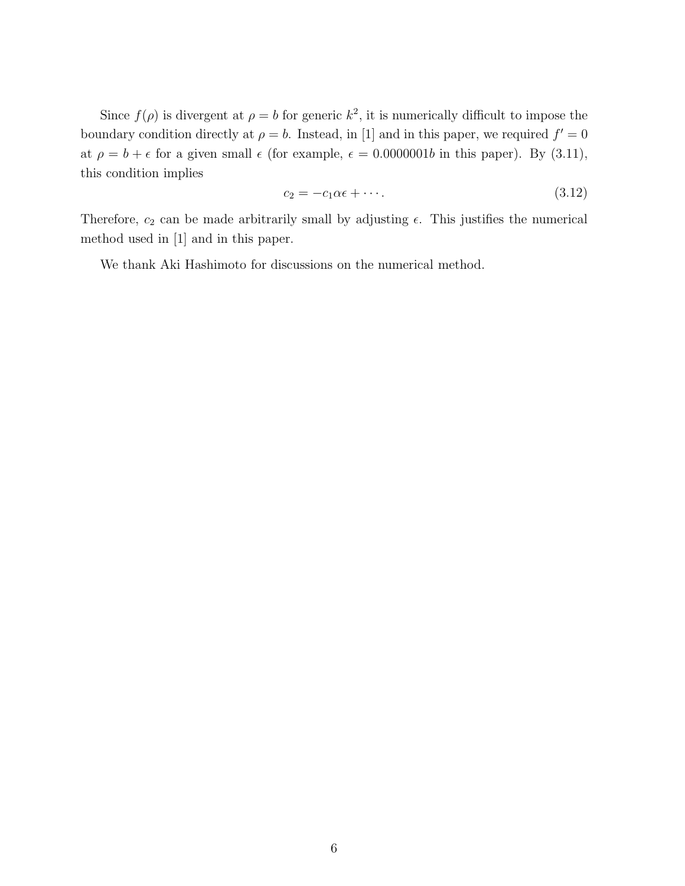Since $f(\rho)$ is divergent at $\rho = b$ for generic $k^2$, it is numerically difficult to impose the boundary condition directly at $\rho = b$. Instead, in [1] and in this paper, we required $f' = 0$ at $\rho = b + \epsilon$ for a given small $\epsilon$ (for example, $\epsilon = 0.0000001b$ in this paper). By (3.11), this condition implies

$$c_2 = -c_1 \alpha \epsilon + \cdots . \tag{3.12}$$

Therefore, $c_2$ can be made arbitrarily small by adjusting $\epsilon$. This justifies the numerical method used in [1] and in this paper.

We thank Aki Hashimoto for discussions on the numerical method.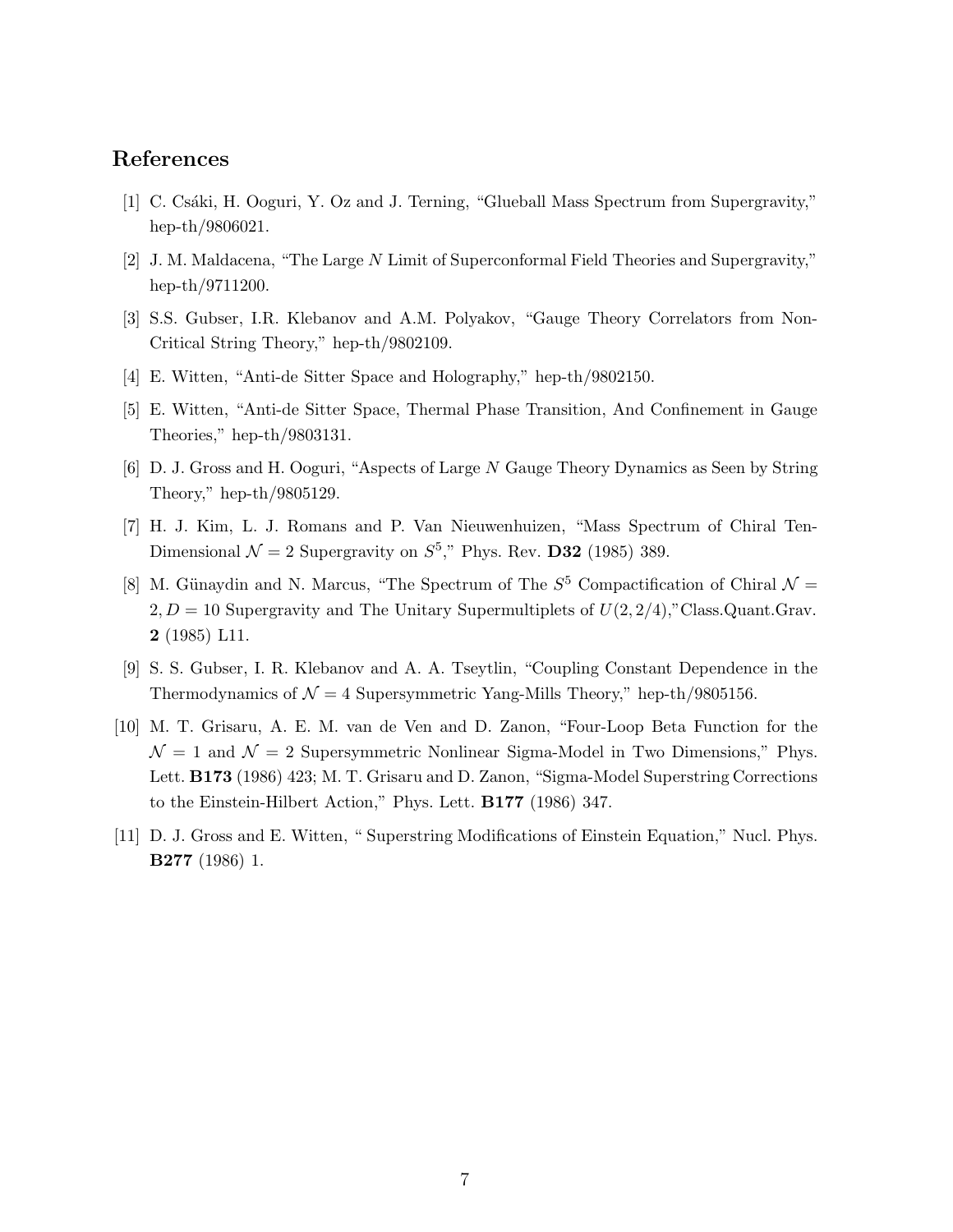## References

[1] C. Csáki, H. Ooguri, Y. Oz and J. Terning, “Glueball Mass Spectrum from Supergravity,” hep-th/9806021.

[2] J. M. Maldacena, “The Large $N$ Limit of Superconformal Field Theories and Supergravity,” hep-th/9711200.

[3] S.S. Gubser, I.R. Klebanov and A.M. Polyakov, “Gauge Theory Correlators from Non-Critical String Theory,” hep-th/9802109.

[4] E. Witten, “Anti-de Sitter Space and Holography,” hep-th/9802150.

[5] E. Witten, “Anti-de Sitter Space, Thermal Phase Transition, And Confinement in Gauge Theories,” hep-th/9803131.

[6] D. J. Gross and H. Ooguri, “Aspects of Large $N$ Gauge Theory Dynamics as Seen by String Theory,” hep-th/9805129.

[7] H. J. Kim, L. J. Romans and P. Van Nieuwenhuizen, “Mass Spectrum of Chiral Ten-Dimensional $\mathcal{N} = 2$ Supergravity on $S^5$,” Phys. Rev. **D32** (1985) 389.

[8] M. Günaydin and N. Marcus, “The Spectrum of The $S^5$ Compactification of Chiral $\mathcal{N} = 2, D = 10$ Supergravity and The Unitary Supermultiplets of $U(2, 2/4)$,”Class.Quant.Grav. **2** (1985) L11.

[9] S. S. Gubser, I. R. Klebanov and A. A. Tseytlin, “Coupling Constant Dependence in the Thermodynamics of $\mathcal{N} = 4$ Supersymmetric Yang-Mills Theory,” hep-th/9805156.

[10] M. T. Grisaru, A. E. M. van de Ven and D. Zanon, “Four-Loop Beta Function for the $\mathcal{N} = 1$ and $\mathcal{N} = 2$ Supersymmetric Nonlinear Sigma-Model in Two Dimensions,” Phys. Lett. **B173** (1986) 423; M. T. Grisaru and D. Zanon, “Sigma-Model Superstring Corrections to the Einstein-Hilbert Action,” Phys. Lett. **B177** (1986) 347.

[11] D. J. Gross and E. Witten, “ Superstring Modifications of Einstein Equation,” Nucl. Phys. **B277** (1986) 1.